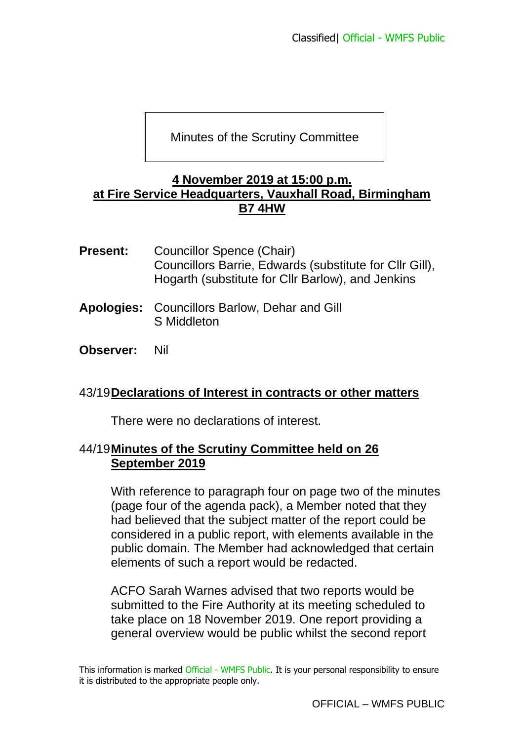# Minutes of the Scrutiny Committee

**4 November 2019 at 15:00 p.m.**
**at Fire Service Headquarters, Vauxhall Road, Birmingham B7 4HW**

**Present:** Councillor Spence (Chair)
Councillors Barrie, Edwards (substitute for Cllr Gill), Hogarth (substitute for Cllr Barlow), and Jenkins

**Apologies:** Councillors Barlow, Dehar and Gill
S Middleton

**Observer:** Nil

## 43/19 Declarations of Interest in contracts or other matters

There were no declarations of interest.

## 44/19 Minutes of the Scrutiny Committee held on 26 September 2019

With reference to paragraph four on page two of the minutes (page four of the agenda pack), a Member noted that they had believed that the subject matter of the report could be considered in a public report, with elements available in the public domain. The Member had acknowledged that certain elements of such a report would be redacted.

ACFO Sarah Warnes advised that two reports would be submitted to the Fire Authority at its meeting scheduled to take place on 18 November 2019. One report providing a general overview would be public whilst the second report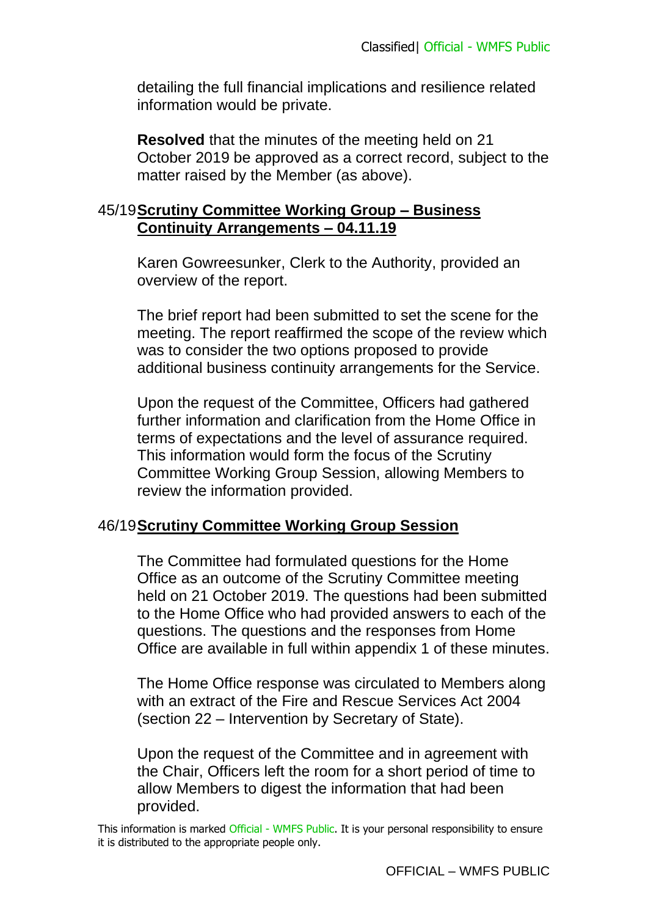detailing the full financial implications and resilience related information would be private.

**Resolved** that the minutes of the meeting held on 21 October 2019 be approved as a correct record, subject to the matter raised by the Member (as above).

## 45/19 Scrutiny Committee Working Group – Business Continuity Arrangements – 04.11.19

Karen Gowreesunker, Clerk to the Authority, provided an overview of the report.

The brief report had been submitted to set the scene for the meeting. The report reaffirmed the scope of the review which was to consider the two options proposed to provide additional business continuity arrangements for the Service.

Upon the request of the Committee, Officers had gathered further information and clarification from the Home Office in terms of expectations and the level of assurance required. This information would form the focus of the Scrutiny Committee Working Group Session, allowing Members to review the information provided.

## 46/19 Scrutiny Committee Working Group Session

The Committee had formulated questions for the Home Office as an outcome of the Scrutiny Committee meeting held on 21 October 2019. The questions had been submitted to the Home Office who had provided answers to each of the questions. The questions and the responses from Home Office are available in full within appendix 1 of these minutes.

The Home Office response was circulated to Members along with an extract of the Fire and Rescue Services Act 2004 (section 22 – Intervention by Secretary of State).

Upon the request of the Committee and in agreement with the Chair, Officers left the room for a short period of time to allow Members to digest the information that had been provided.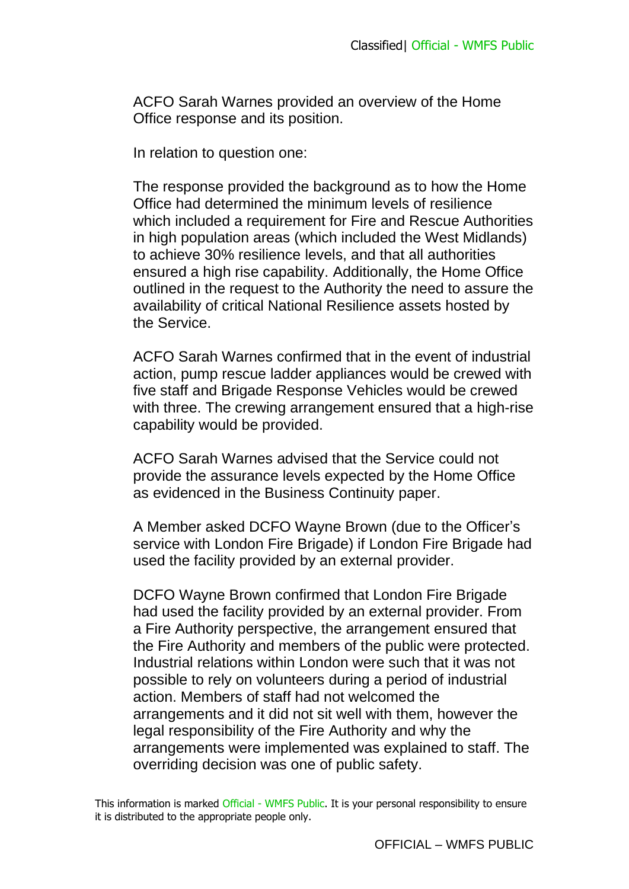ACFO Sarah Warnes provided an overview of the Home Office response and its position.

In relation to question one:

The response provided the background as to how the Home Office had determined the minimum levels of resilience which included a requirement for Fire and Rescue Authorities in high population areas (which included the West Midlands) to achieve 30% resilience levels, and that all authorities ensured a high rise capability. Additionally, the Home Office outlined in the request to the Authority the need to assure the availability of critical National Resilience assets hosted by the Service.

ACFO Sarah Warnes confirmed that in the event of industrial action, pump rescue ladder appliances would be crewed with five staff and Brigade Response Vehicles would be crewed with three. The crewing arrangement ensured that a high-rise capability would be provided.

ACFO Sarah Warnes advised that the Service could not provide the assurance levels expected by the Home Office as evidenced in the Business Continuity paper.

A Member asked DCFO Wayne Brown (due to the Officer's service with London Fire Brigade) if London Fire Brigade had used the facility provided by an external provider.

DCFO Wayne Brown confirmed that London Fire Brigade had used the facility provided by an external provider. From a Fire Authority perspective, the arrangement ensured that the Fire Authority and members of the public were protected. Industrial relations within London were such that it was not possible to rely on volunteers during a period of industrial action. Members of staff had not welcomed the arrangements and it did not sit well with them, however the legal responsibility of the Fire Authority and why the arrangements were implemented was explained to staff. The overriding decision was one of public safety.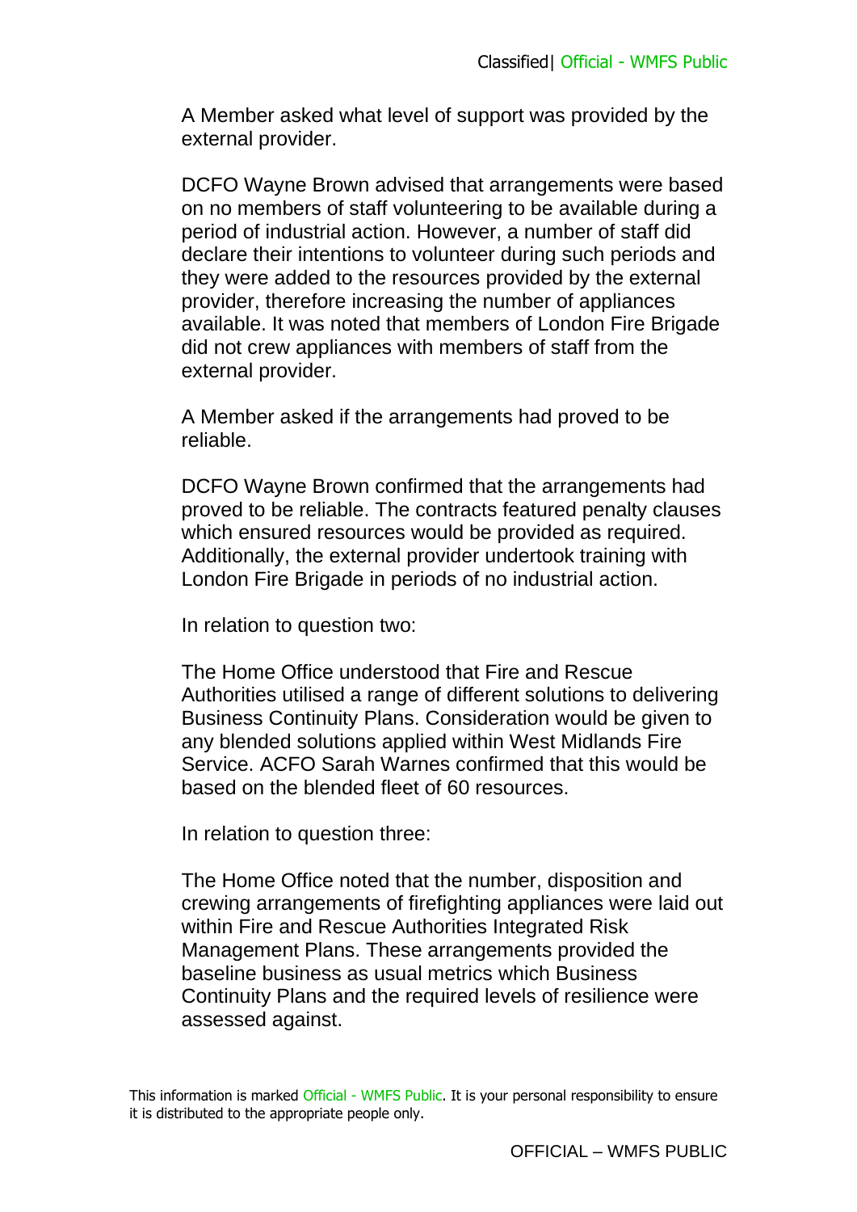A Member asked what level of support was provided by the external provider.

DCFO Wayne Brown advised that arrangements were based on no members of staff volunteering to be available during a period of industrial action. However, a number of staff did declare their intentions to volunteer during such periods and they were added to the resources provided by the external provider, therefore increasing the number of appliances available. It was noted that members of London Fire Brigade did not crew appliances with members of staff from the external provider.

A Member asked if the arrangements had proved to be reliable.

DCFO Wayne Brown confirmed that the arrangements had proved to be reliable. The contracts featured penalty clauses which ensured resources would be provided as required. Additionally, the external provider undertook training with London Fire Brigade in periods of no industrial action.

In relation to question two:

The Home Office understood that Fire and Rescue Authorities utilised a range of different solutions to delivering Business Continuity Plans. Consideration would be given to any blended solutions applied within West Midlands Fire Service. ACFO Sarah Warnes confirmed that this would be based on the blended fleet of 60 resources.

In relation to question three:

The Home Office noted that the number, disposition and crewing arrangements of firefighting appliances were laid out within Fire and Rescue Authorities Integrated Risk Management Plans. These arrangements provided the baseline business as usual metrics which Business Continuity Plans and the required levels of resilience were assessed against.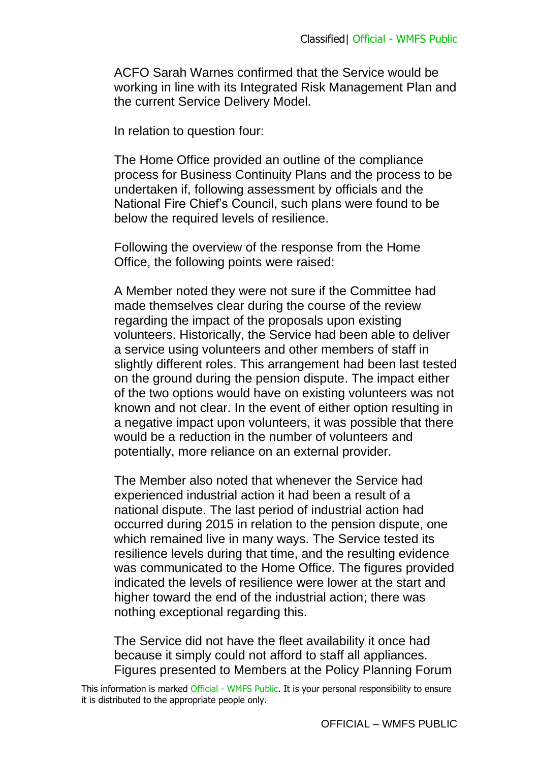ACFO Sarah Warnes confirmed that the Service would be working in line with its Integrated Risk Management Plan and the current Service Delivery Model.

In relation to question four:

The Home Office provided an outline of the compliance process for Business Continuity Plans and the process to be undertaken if, following assessment by officials and the National Fire Chief's Council, such plans were found to be below the required levels of resilience.

Following the overview of the response from the Home Office, the following points were raised:

A Member noted they were not sure if the Committee had made themselves clear during the course of the review regarding the impact of the proposals upon existing volunteers. Historically, the Service had been able to deliver a service using volunteers and other members of staff in slightly different roles. This arrangement had been last tested on the ground during the pension dispute. The impact either of the two options would have on existing volunteers was not known and not clear. In the event of either option resulting in a negative impact upon volunteers, it was possible that there would be a reduction in the number of volunteers and potentially, more reliance on an external provider.

The Member also noted that whenever the Service had experienced industrial action it had been a result of a national dispute. The last period of industrial action had occurred during 2015 in relation to the pension dispute, one which remained live in many ways. The Service tested its resilience levels during that time, and the resulting evidence was communicated to the Home Office. The figures provided indicated the levels of resilience were lower at the start and higher toward the end of the industrial action; there was nothing exceptional regarding this.

The Service did not have the fleet availability it once had because it simply could not afford to staff all appliances. Figures presented to Members at the Policy Planning Forum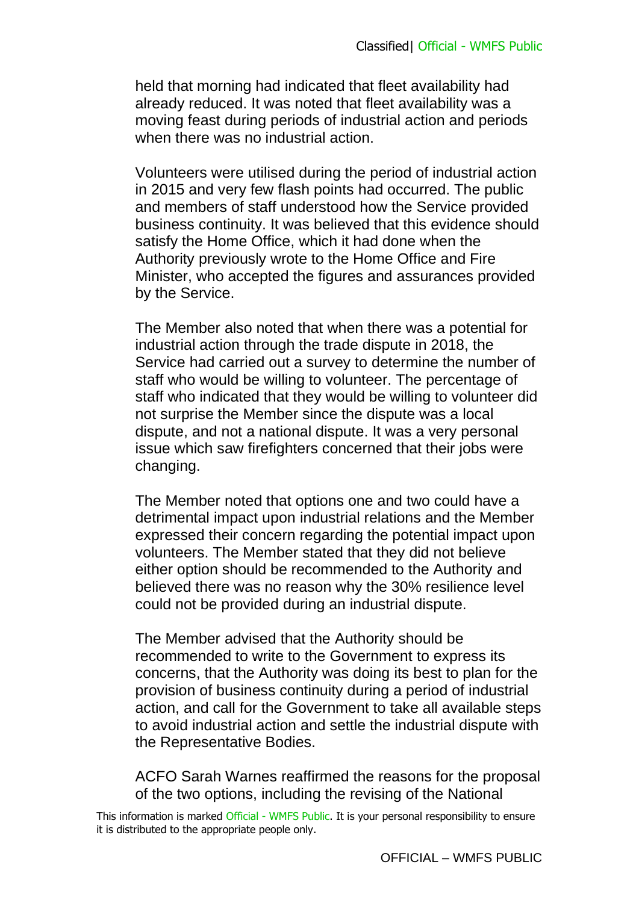held that morning had indicated that fleet availability had already reduced. It was noted that fleet availability was a moving feast during periods of industrial action and periods when there was no industrial action.

Volunteers were utilised during the period of industrial action in 2015 and very few flash points had occurred. The public and members of staff understood how the Service provided business continuity. It was believed that this evidence should satisfy the Home Office, which it had done when the Authority previously wrote to the Home Office and Fire Minister, who accepted the figures and assurances provided by the Service.

The Member also noted that when there was a potential for industrial action through the trade dispute in 2018, the Service had carried out a survey to determine the number of staff who would be willing to volunteer. The percentage of staff who indicated that they would be willing to volunteer did not surprise the Member since the dispute was a local dispute, and not a national dispute. It was a very personal issue which saw firefighters concerned that their jobs were changing.

The Member noted that options one and two could have a detrimental impact upon industrial relations and the Member expressed their concern regarding the potential impact upon volunteers. The Member stated that they did not believe either option should be recommended to the Authority and believed there was no reason why the 30% resilience level could not be provided during an industrial dispute.

The Member advised that the Authority should be recommended to write to the Government to express its concerns, that the Authority was doing its best to plan for the provision of business continuity during a period of industrial action, and call for the Government to take all available steps to avoid industrial action and settle the industrial dispute with the Representative Bodies.

ACFO Sarah Warnes reaffirmed the reasons for the proposal of the two options, including the revising of the National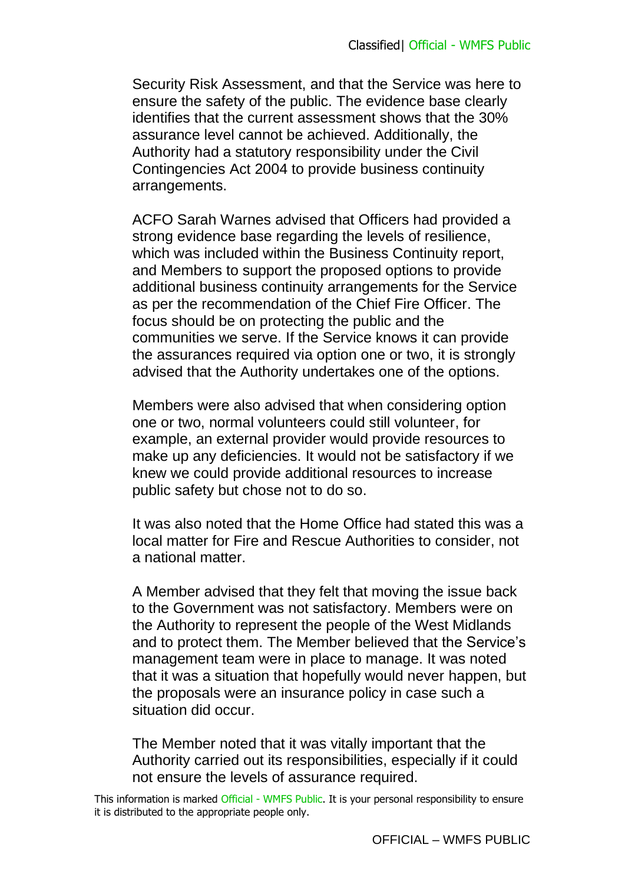Security Risk Assessment, and that the Service was here to ensure the safety of the public. The evidence base clearly identifies that the current assessment shows that the 30% assurance level cannot be achieved. Additionally, the Authority had a statutory responsibility under the Civil Contingencies Act 2004 to provide business continuity arrangements.

ACFO Sarah Warnes advised that Officers had provided a strong evidence base regarding the levels of resilience, which was included within the Business Continuity report, and Members to support the proposed options to provide additional business continuity arrangements for the Service as per the recommendation of the Chief Fire Officer. The focus should be on protecting the public and the communities we serve. If the Service knows it can provide the assurances required via option one or two, it is strongly advised that the Authority undertakes one of the options.

Members were also advised that when considering option one or two, normal volunteers could still volunteer, for example, an external provider would provide resources to make up any deficiencies. It would not be satisfactory if we knew we could provide additional resources to increase public safety but chose not to do so.

It was also noted that the Home Office had stated this was a local matter for Fire and Rescue Authorities to consider, not a national matter.

A Member advised that they felt that moving the issue back to the Government was not satisfactory. Members were on the Authority to represent the people of the West Midlands and to protect them. The Member believed that the Service's management team were in place to manage. It was noted that it was a situation that hopefully would never happen, but the proposals were an insurance policy in case such a situation did occur.

The Member noted that it was vitally important that the Authority carried out its responsibilities, especially if it could not ensure the levels of assurance required.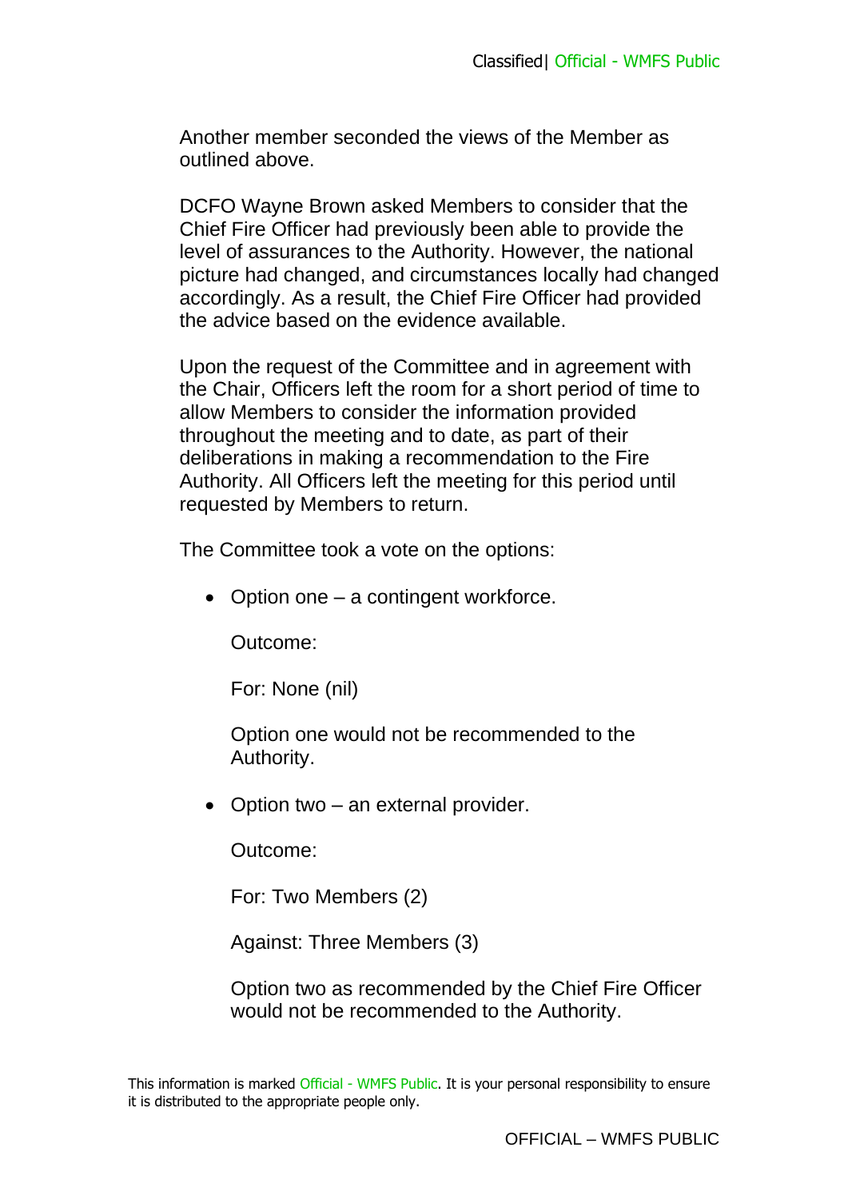Another member seconded the views of the Member as outlined above.

DCFO Wayne Brown asked Members to consider that the Chief Fire Officer had previously been able to provide the level of assurances to the Authority. However, the national picture had changed, and circumstances locally had changed accordingly. As a result, the Chief Fire Officer had provided the advice based on the evidence available.

Upon the request of the Committee and in agreement with the Chair, Officers left the room for a short period of time to allow Members to consider the information provided throughout the meeting and to date, as part of their deliberations in making a recommendation to the Fire Authority. All Officers left the meeting for this period until requested by Members to return.

The Committee took a vote on the options:

- Option one – a contingent workforce.

  Outcome:

  For: None (nil)

  Option one would not be recommended to the Authority.

- Option two – an external provider.

  Outcome:

  For: Two Members (2)

  Against: Three Members (3)

  Option two as recommended by the Chief Fire Officer would not be recommended to the Authority.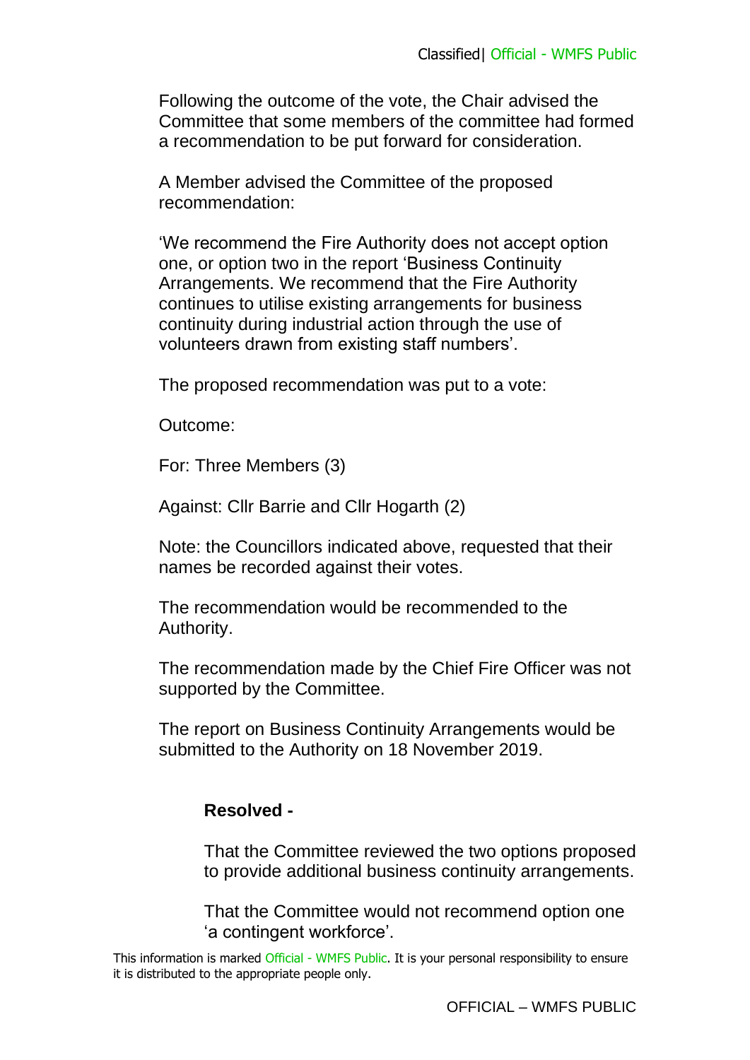Following the outcome of the vote, the Chair advised the Committee that some members of the committee had formed a recommendation to be put forward for consideration.

A Member advised the Committee of the proposed recommendation:

'We recommend the Fire Authority does not accept option one, or option two in the report 'Business Continuity Arrangements. We recommend that the Fire Authority continues to utilise existing arrangements for business continuity during industrial action through the use of volunteers drawn from existing staff numbers'.

The proposed recommendation was put to a vote:

Outcome:

For: Three Members (3)

Against: Cllr Barrie and Cllr Hogarth (2)

Note: the Councillors indicated above, requested that their names be recorded against their votes.

The recommendation would be recommended to the Authority.

The recommendation made by the Chief Fire Officer was not supported by the Committee.

The report on Business Continuity Arrangements would be submitted to the Authority on 18 November 2019.

**Resolved -**

That the Committee reviewed the two options proposed to provide additional business continuity arrangements.

That the Committee would not recommend option one 'a contingent workforce'.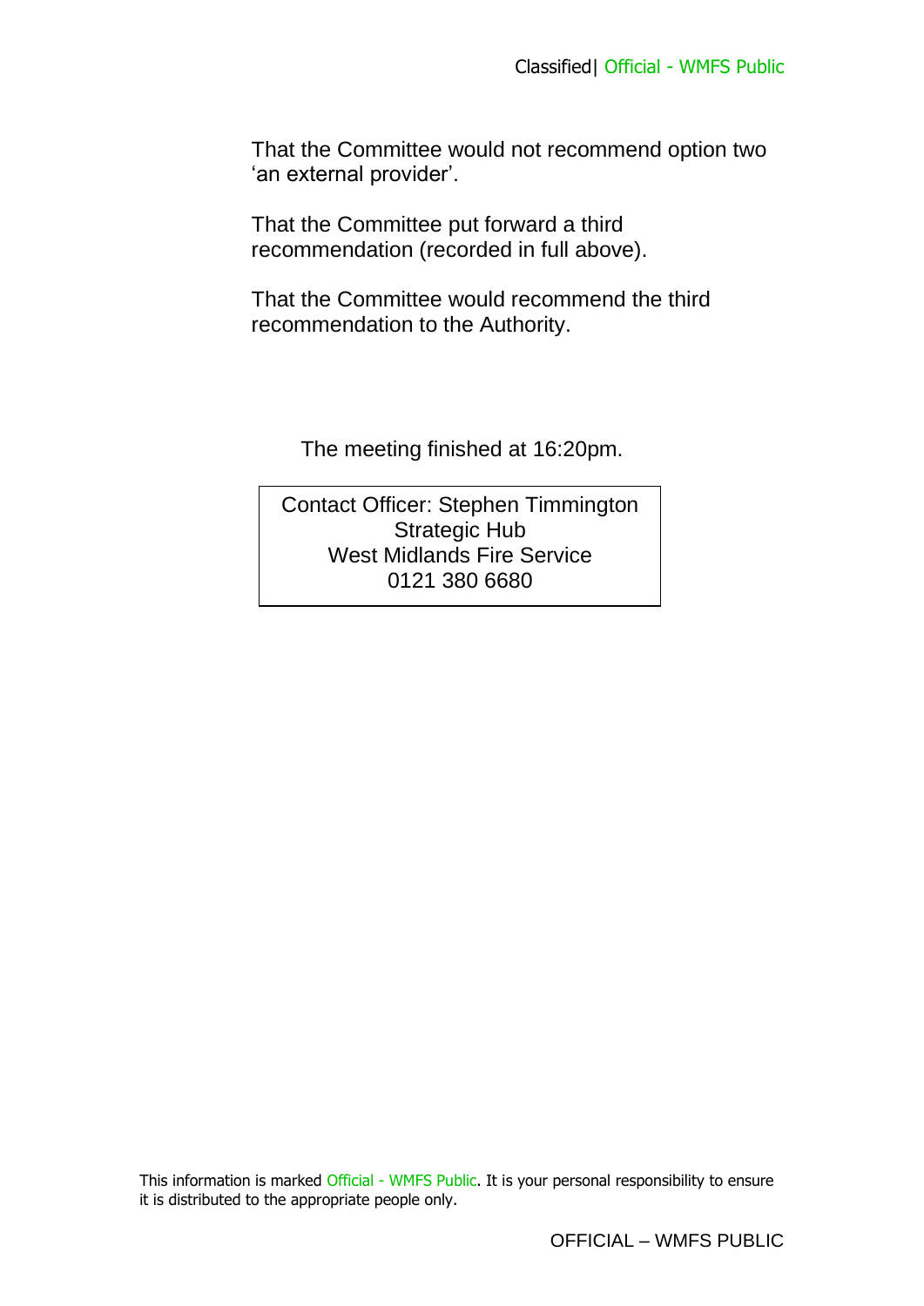That the Committee would not recommend option two 'an external provider'.

That the Committee put forward a third recommendation (recorded in full above).

That the Committee would recommend the third recommendation to the Authority.

The meeting finished at 16:20pm.

Contact Officer: Stephen Timmington
Strategic Hub
West Midlands Fire Service
0121 380 6680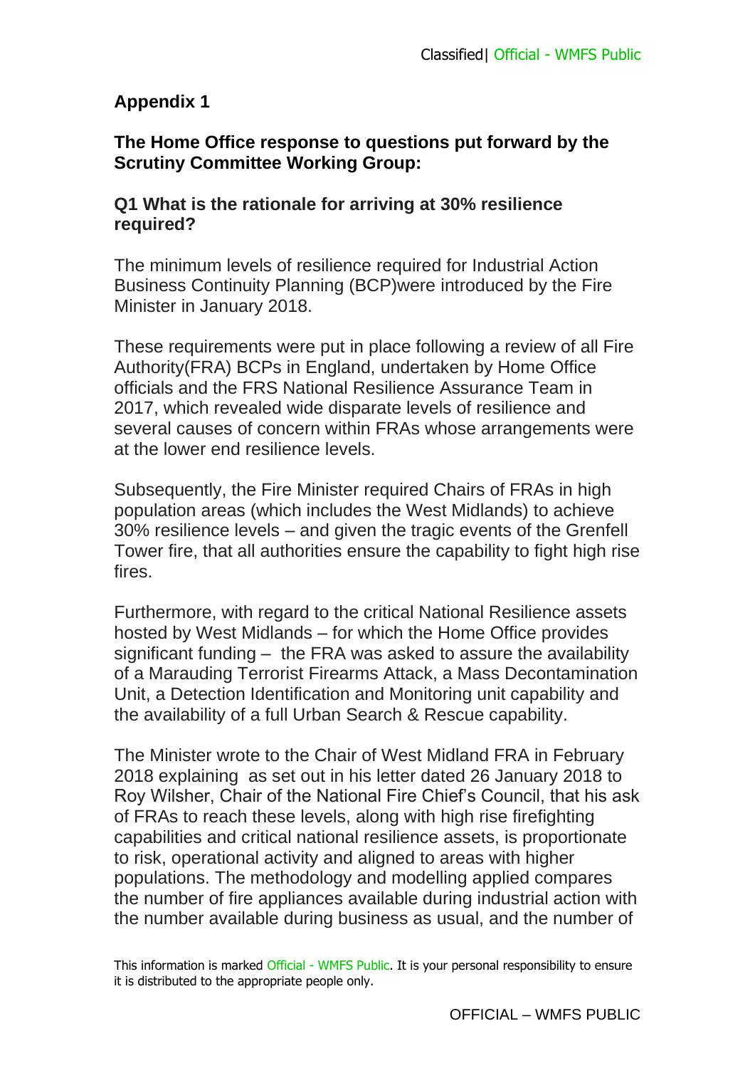**Appendix 1**

**The Home Office response to questions put forward by the Scrutiny Committee Working Group:**

**Q1 What is the rationale for arriving at 30% resilience required?**

The minimum levels of resilience required for Industrial Action Business Continuity Planning (BCP)were introduced by the Fire Minister in January 2018.

These requirements were put in place following a review of all Fire Authority(FRA) BCPs in England, undertaken by Home Office officials and the FRS National Resilience Assurance Team in 2017, which revealed wide disparate levels of resilience and several causes of concern within FRAs whose arrangements were at the lower end resilience levels.

Subsequently, the Fire Minister required Chairs of FRAs in high population areas (which includes the West Midlands) to achieve 30% resilience levels – and given the tragic events of the Grenfell Tower fire, that all authorities ensure the capability to fight high rise fires.

Furthermore, with regard to the critical National Resilience assets hosted by West Midlands – for which the Home Office provides significant funding – the FRA was asked to assure the availability of a Marauding Terrorist Firearms Attack, a Mass Decontamination Unit, a Detection Identification and Monitoring unit capability and the availability of a full Urban Search & Rescue capability.

The Minister wrote to the Chair of West Midland FRA in February 2018 explaining as set out in his letter dated 26 January 2018 to Roy Wilsher, Chair of the National Fire Chief's Council, that his ask of FRAs to reach these levels, along with high rise firefighting capabilities and critical national resilience assets, is proportionate to risk, operational activity and aligned to areas with higher populations. The methodology and modelling applied compares the number of fire appliances available during industrial action with the number available during business as usual, and the number of

This information is marked Official - WMFS Public. It is your personal responsibility to ensure it is distributed to the appropriate people only.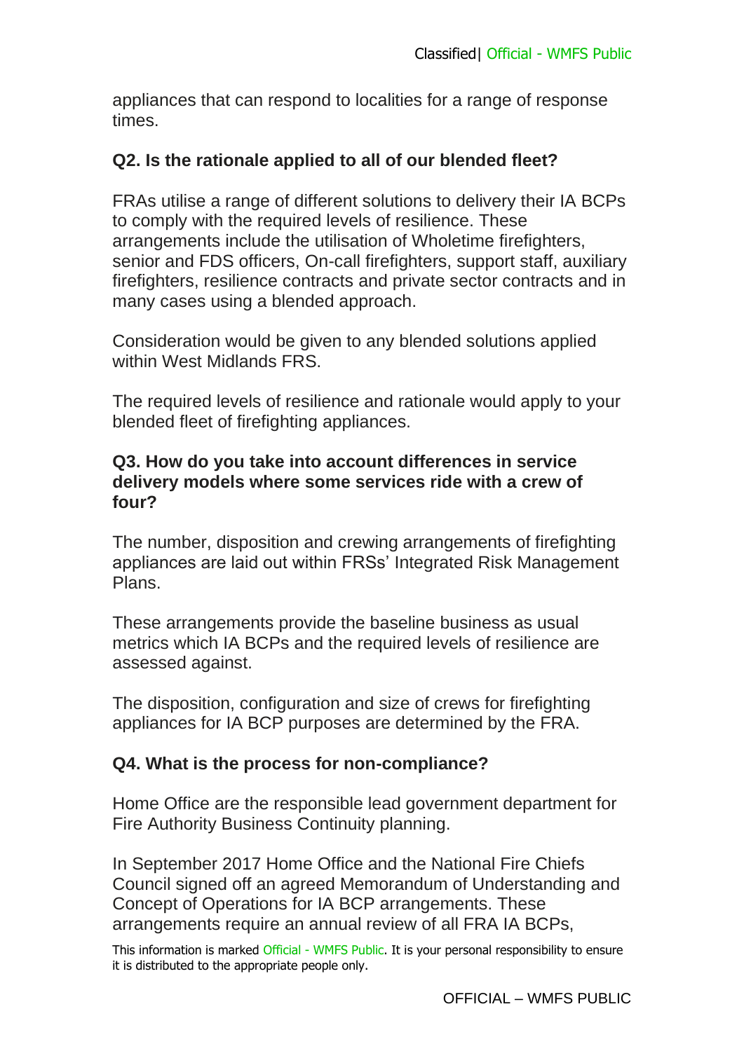appliances that can respond to localities for a range of response times.

**Q2. Is the rationale applied to all of our blended fleet?**

FRAs utilise a range of different solutions to delivery their IA BCPs to comply with the required levels of resilience. These arrangements include the utilisation of Wholetime firefighters, senior and FDS officers, On-call firefighters, support staff, auxiliary firefighters, resilience contracts and private sector contracts and in many cases using a blended approach.

Consideration would be given to any blended solutions applied within West Midlands FRS.

The required levels of resilience and rationale would apply to your blended fleet of firefighting appliances.

**Q3. How do you take into account differences in service delivery models where some services ride with a crew of four?**

The number, disposition and crewing arrangements of firefighting appliances are laid out within FRSs' Integrated Risk Management Plans.

These arrangements provide the baseline business as usual metrics which IA BCPs and the required levels of resilience are assessed against.

The disposition, configuration and size of crews for firefighting appliances for IA BCP purposes are determined by the FRA.

**Q4. What is the process for non-compliance?**

Home Office are the responsible lead government department for Fire Authority Business Continuity planning.

In September 2017 Home Office and the National Fire Chiefs Council signed off an agreed Memorandum of Understanding and Concept of Operations for IA BCP arrangements. These arrangements require an annual review of all FRA IA BCPs,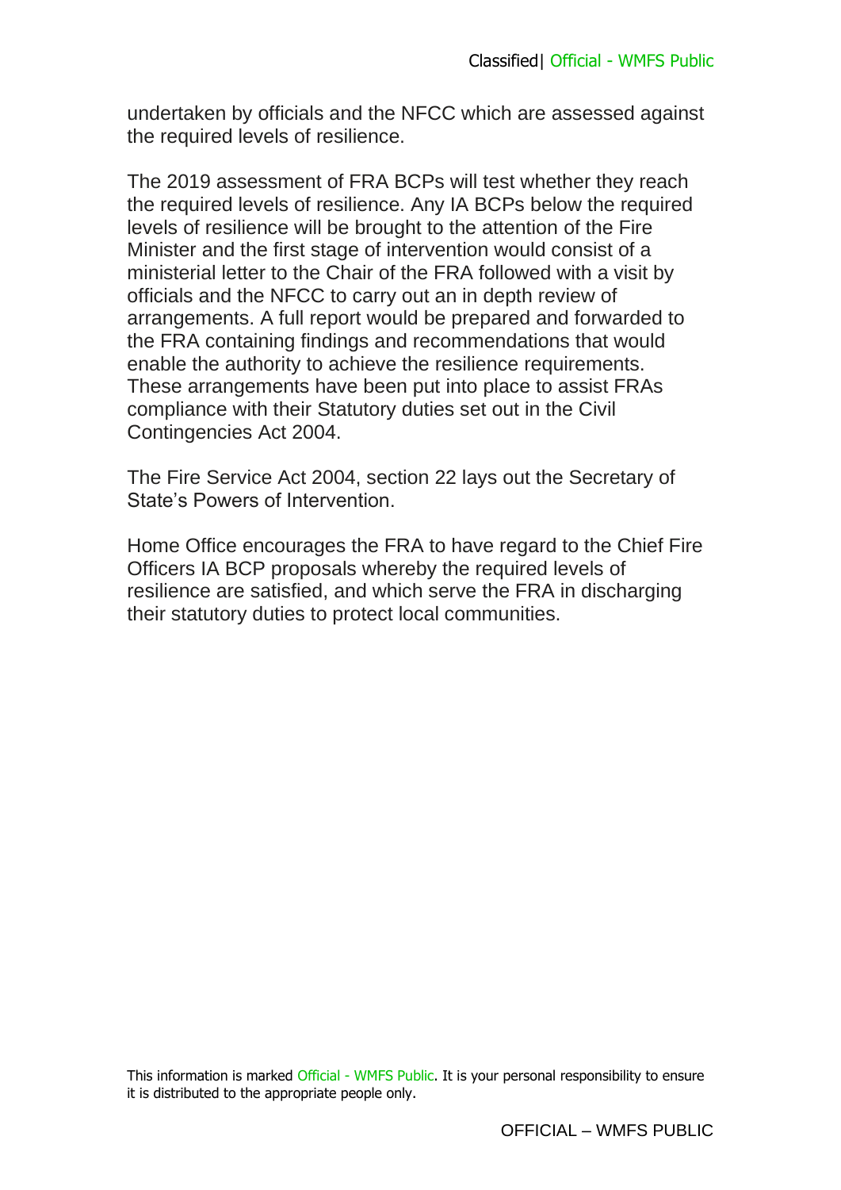undertaken by officials and the NFCC which are assessed against the required levels of resilience.

The 2019 assessment of FRA BCPs will test whether they reach the required levels of resilience. Any IA BCPs below the required levels of resilience will be brought to the attention of the Fire Minister and the first stage of intervention would consist of a ministerial letter to the Chair of the FRA followed with a visit by officials and the NFCC to carry out an in depth review of arrangements. A full report would be prepared and forwarded to the FRA containing findings and recommendations that would enable the authority to achieve the resilience requirements. These arrangements have been put into place to assist FRAs compliance with their Statutory duties set out in the Civil Contingencies Act 2004.

The Fire Service Act 2004, section 22 lays out the Secretary of State's Powers of Intervention.

Home Office encourages the FRA to have regard to the Chief Fire Officers IA BCP proposals whereby the required levels of resilience are satisfied, and which serve the FRA in discharging their statutory duties to protect local communities.